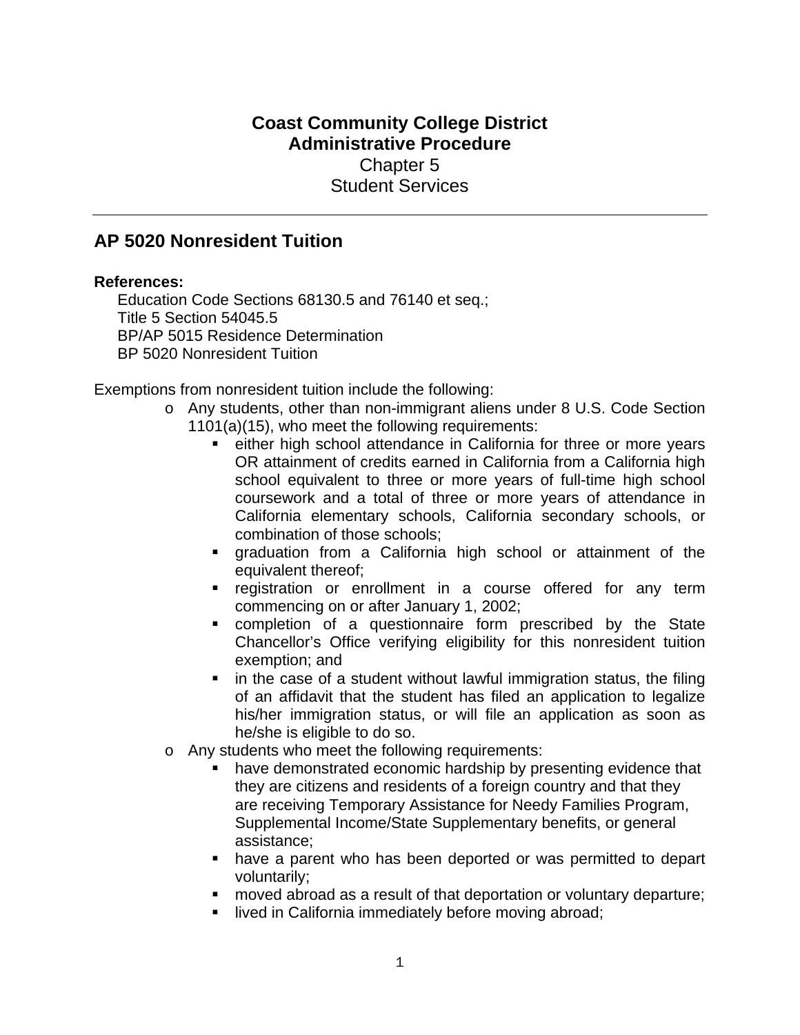**Coast Community College District**
**Administrative Procedure**
Chapter 5
Student Services

---

## AP 5020 Nonresident Tuition

**References:**
Education Code Sections 68130.5 and 76140 et seq.;
Title 5 Section 54045.5
BP/AP 5015 Residence Determination
BP 5020 Nonresident Tuition

Exemptions from nonresident tuition include the following:

- Any students, other than non-immigrant aliens under 8 U.S. Code Section 1101(a)(15), who meet the following requirements:
  - either high school attendance in California for three or more years OR attainment of credits earned in California from a California high school equivalent to three or more years of full-time high school coursework and a total of three or more years of attendance in California elementary schools, California secondary schools, or combination of those schools;
  - graduation from a California high school or attainment of the equivalent thereof;
  - registration or enrollment in a course offered for any term commencing on or after January 1, 2002;
  - completion of a questionnaire form prescribed by the State Chancellor's Office verifying eligibility for this nonresident tuition exemption; and
  - in the case of a student without lawful immigration status, the filing of an affidavit that the student has filed an application to legalize his/her immigration status, or will file an application as soon as he/she is eligible to do so.
- Any students who meet the following requirements:
  - have demonstrated economic hardship by presenting evidence that they are citizens and residents of a foreign country and that they are receiving Temporary Assistance for Needy Families Program, Supplemental Income/State Supplementary benefits, or general assistance;
  - have a parent who has been deported or was permitted to depart voluntarily;
  - moved abroad as a result of that deportation or voluntary departure;
  - lived in California immediately before moving abroad;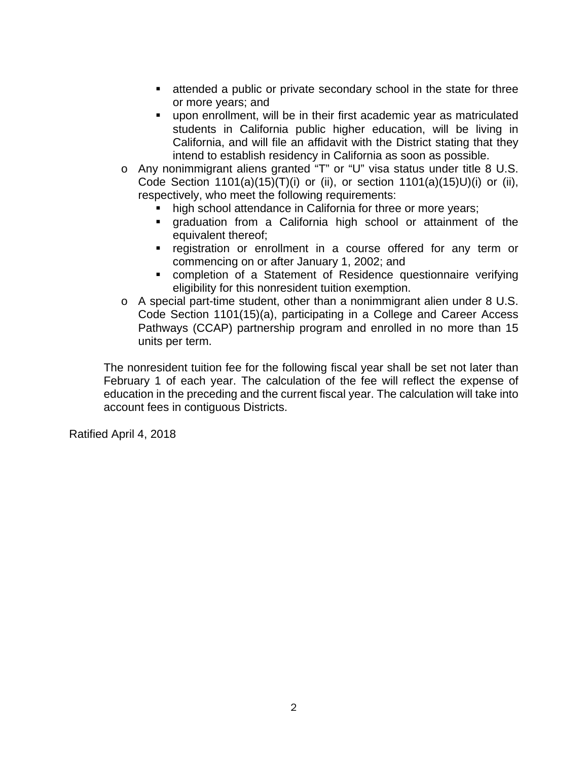- attended a public or private secondary school in the state for three or more years; and
    - upon enrollment, will be in their first academic year as matriculated students in California public higher education, will be living in California, and will file an affidavit with the District stating that they intend to establish residency in California as soon as possible.
- Any nonimmigrant aliens granted "T" or "U" visa status under title 8 U.S. Code Section 1101(a)(15)(T)(i) or (ii), or section 1101(a)(15)U)(i) or (ii), respectively, who meet the following requirements:
    - high school attendance in California for three or more years;
    - graduation from a California high school or attainment of the equivalent thereof;
    - registration or enrollment in a course offered for any term or commencing on or after January 1, 2002; and
    - completion of a Statement of Residence questionnaire verifying eligibility for this nonresident tuition exemption.
- A special part-time student, other than a nonimmigrant alien under 8 U.S. Code Section 1101(15)(a), participating in a College and Career Access Pathways (CCAP) partnership program and enrolled in no more than 15 units per term.

The nonresident tuition fee for the following fiscal year shall be set not later than February 1 of each year. The calculation of the fee will reflect the expense of education in the preceding and the current fiscal year. The calculation will take into account fees in contiguous Districts.

Ratified April 4, 2018